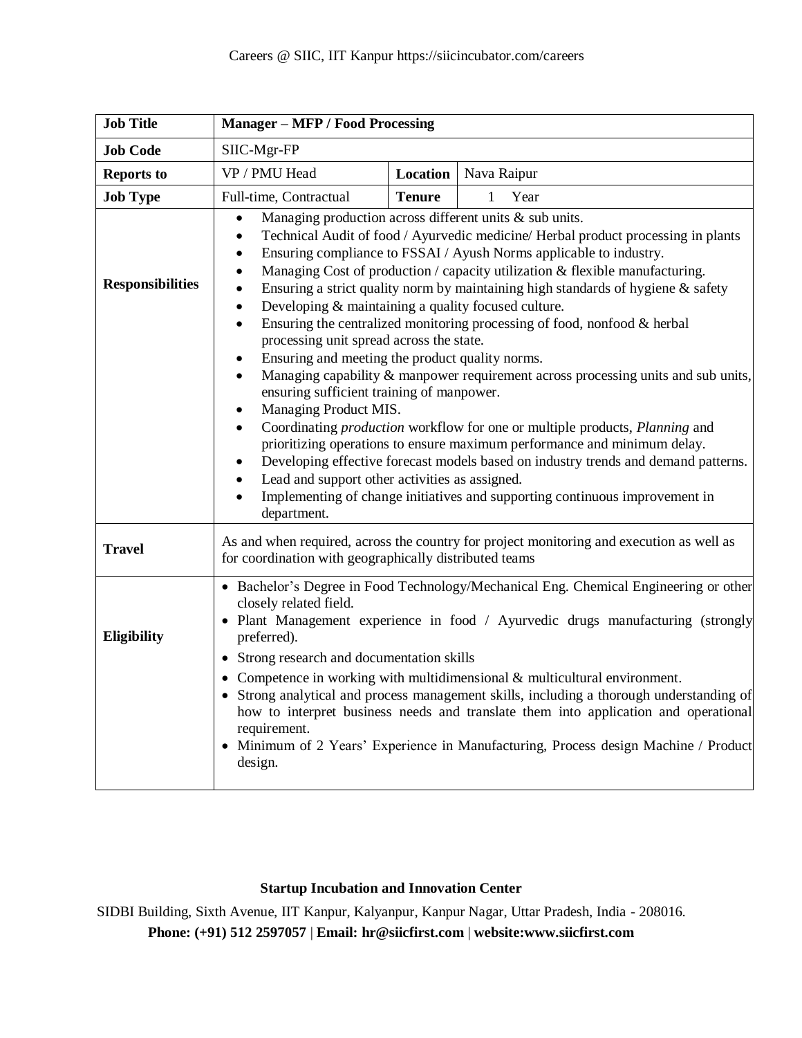Careers @ SIIC, IIT Kanpur https://siicincubator.com/careers

| **Job Title** | **Manager – MFP / Food Processing** | | |
|---|---|---|---|
| **Job Code** | SIIC-Mgr-FP | | |
| **Reports to** | VP / PMU Head | **Location** | Nava Raipur |
| **Job Type** | Full-time, Contractual | **Tenure** | 1 Year |
| **Responsibilities** | • Managing production across different units & sub units.<br>• Technical Audit of food / Ayurvedic medicine/ Herbal product processing in plants<br>• Ensuring compliance to FSSAI / Ayush Norms applicable to industry.<br>• Managing Cost of production / capacity utilization & flexible manufacturing.<br>• Ensuring a strict quality norm by maintaining high standards of hygiene & safety<br>• Developing & maintaining a quality focused culture.<br>• Ensuring the centralized monitoring processing of food, nonfood & herbal processing unit spread across the state.<br>• Ensuring and meeting the product quality norms.<br>• Managing capability & manpower requirement across processing units and sub units, ensuring sufficient training of manpower.<br>• Managing Product MIS.<br>• Coordinating *production* workflow for one or multiple products, *Planning* and prioritizing operations to ensure maximum performance and minimum delay.<br>• Developing effective forecast models based on industry trends and demand patterns.<br>• Lead and support other activities as assigned.<br>• Implementing of change initiatives and supporting continuous improvement in department. | | |
| **Travel** | As and when required, across the country for project monitoring and execution as well as for coordination with geographically distributed teams | | |
| **Eligibility** | • Bachelor's Degree in Food Technology/Mechanical Eng. Chemical Engineering or other closely related field.<br>• Plant Management experience in food / Ayurvedic drugs manufacturing (strongly preferred).<br>• Strong research and documentation skills<br>• Competence in working with multidimensional & multicultural environment.<br>• Strong analytical and process management skills, including a thorough understanding of how to interpret business needs and translate them into application and operational requirement.<br>• Minimum of 2 Years' Experience in Manufacturing, Process design Machine / Product design. | | |

**Startup Incubation and Innovation Center**

SIDBI Building, Sixth Avenue, IIT Kanpur, Kalyanpur, Kanpur Nagar, Uttar Pradesh, India - 208016.

**Phone: (+91) 512 2597057 | Email: hr@siicfirst.com | website:www.siicfirst.com**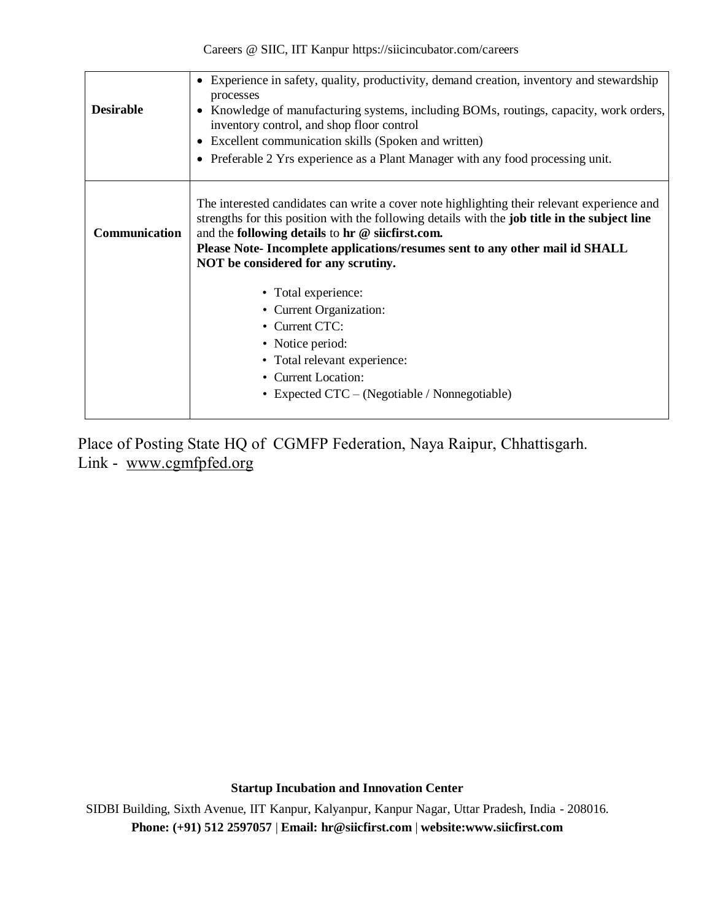| | |
|---|---|
| **Desirable** | • Experience in safety, quality, productivity, demand creation, inventory and stewardship processes<br>• Knowledge of manufacturing systems, including BOMs, routings, capacity, work orders, inventory control, and shop floor control<br>• Excellent communication skills (Spoken and written)<br>• Preferable 2 Yrs experience as a Plant Manager with any food processing unit. |
| **Communication** | The interested candidates can write a cover note highlighting their relevant experience and strengths for this position with the following details with the **job title in the subject line** and the **following details** to **hr @ siicfirst.com.**<br>**Please Note- Incomplete applications/resumes sent to any other mail id SHALL NOT be considered for any scrutiny.**<br><br>• Total experience:<br>• Current Organization:<br>• Current CTC:<br>• Notice period:<br>• Total relevant experience:<br>• Current Location:<br>• Expected CTC – (Negotiable / Nonnegotiable) |

Place of Posting State HQ of CGMFP Federation, Naya Raipur, Chhattisgarh.
Link - www.cgmfpfed.org

**Startup Incubation and Innovation Center**

SIDBI Building, Sixth Avenue, IIT Kanpur, Kalyanpur, Kanpur Nagar, Uttar Pradesh, India - 208016.

**Phone: (+91) 512 2597057 | Email: hr@siicfirst.com | website:www.siicfirst.com**